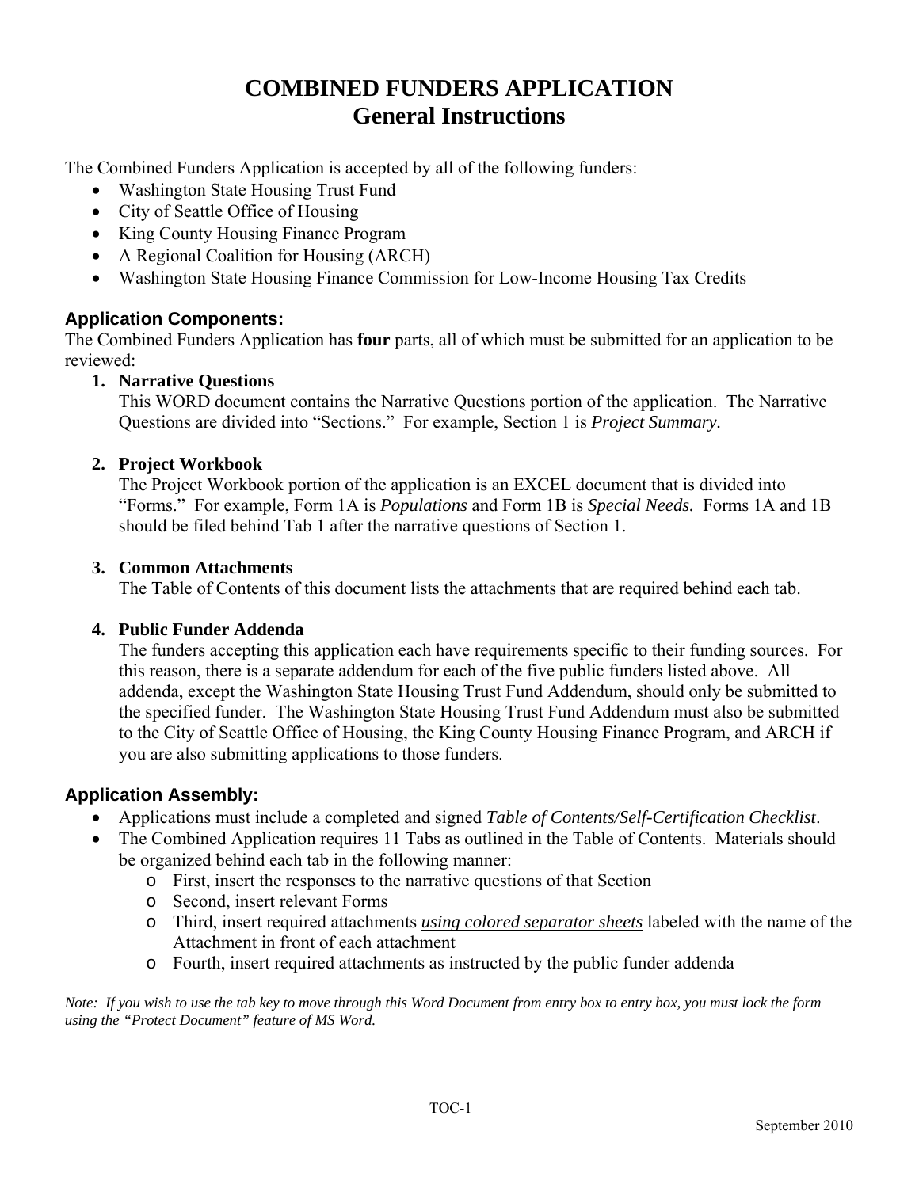# COMBINED FUNDERS APPLICATION
# General Instructions

The Combined Funders Application is accepted by all of the following funders:

- Washington State Housing Trust Fund
- City of Seattle Office of Housing
- King County Housing Finance Program
- A Regional Coalition for Housing (ARCH)
- Washington State Housing Finance Commission for Low-Income Housing Tax Credits

### Application Components:

The Combined Funders Application has **four** parts, all of which must be submitted for an application to be reviewed:

1. **Narrative Questions**
   This WORD document contains the Narrative Questions portion of the application. The Narrative Questions are divided into "Sections." For example, Section 1 is *Project Summary.*

2. **Project Workbook**
   The Project Workbook portion of the application is an EXCEL document that is divided into "Forms." For example, Form 1A is *Populations* and Form 1B is *Special Needs.* Forms 1A and 1B should be filed behind Tab 1 after the narrative questions of Section 1.

3. **Common Attachments**
   The Table of Contents of this document lists the attachments that are required behind each tab.

4. **Public Funder Addenda**
   The funders accepting this application each have requirements specific to their funding sources. For this reason, there is a separate addendum for each of the five public funders listed above. All addenda, except the Washington State Housing Trust Fund Addendum, should only be submitted to the specified funder. The Washington State Housing Trust Fund Addendum must also be submitted to the City of Seattle Office of Housing, the King County Housing Finance Program, and ARCH if you are also submitting applications to those funders.

### Application Assembly:

- Applications must include a completed and signed *Table of Contents/Self-Certification Checklist*.
- The Combined Application requires 11 Tabs as outlined in the Table of Contents. Materials should be organized behind each tab in the following manner:
  - First, insert the responses to the narrative questions of that Section
  - Second, insert relevant Forms
  - Third, insert required attachments ***using colored separator sheets*** labeled with the name of the Attachment in front of each attachment
  - Fourth, insert required attachments as instructed by the public funder addenda

*Note: If you wish to use the tab key to move through this Word Document from entry box to entry box, you must lock the form using the "Protect Document" feature of MS Word.*

September 2010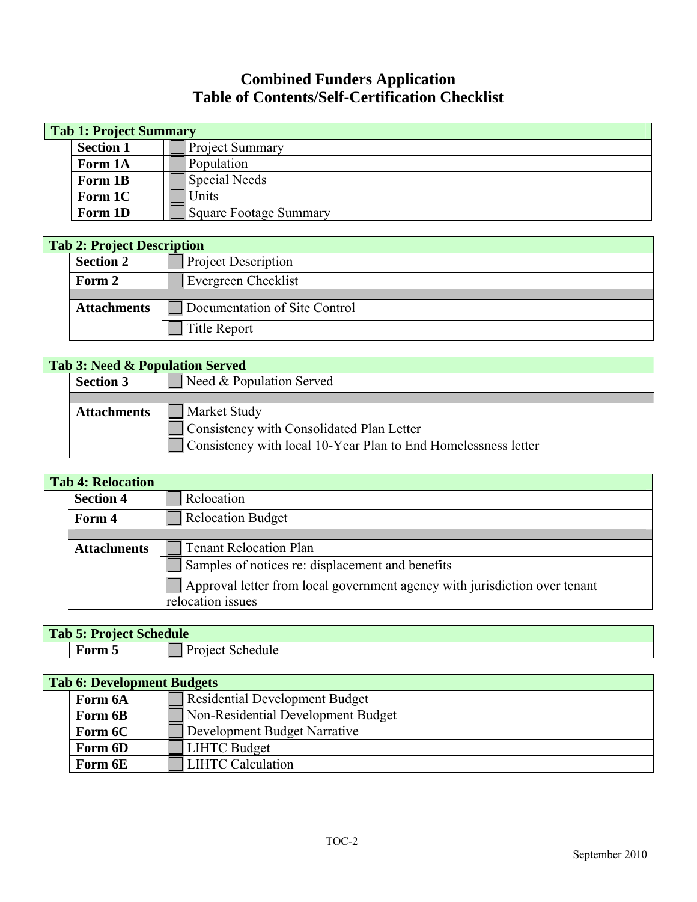# Combined Funders Application
## Table of Contents/Self-Certification Checklist

| Tab 1: Project Summary | |
|---|---|
| **Section 1** | ☐ Project Summary |
| **Form 1A** | ☐ Population |
| **Form 1B** | ☐ Special Needs |
| **Form 1C** | ☐ Units |
| **Form 1D** | ☐ Square Footage Summary |

| Tab 2: Project Description | |
|---|---|
| **Section 2** | ☐ Project Description |
| **Form 2** | ☐ Evergreen Checklist |
| | |
| **Attachments** | ☐ Documentation of Site Control |
| | ☐ Title Report |

| Tab 3: Need & Population Served | |
|---|---|
| **Section 3** | ☐ Need & Population Served |
| | |
| **Attachments** | ☐ Market Study |
| | ☐ Consistency with Consolidated Plan Letter |
| | ☐ Consistency with local 10-Year Plan to End Homelessness letter |

| Tab 4: Relocation | |
|---|---|
| **Section 4** | ☐ Relocation |
| **Form 4** | ☐ Relocation Budget |
| | |
| **Attachments** | ☐ Tenant Relocation Plan |
| | ☐ Samples of notices re: displacement and benefits |
| | ☐ Approval letter from local government agency with jurisdiction over tenant relocation issues |

| Tab 5: Project Schedule | |
|---|---|
| **Form 5** | ☐ Project Schedule |

| Tab 6: Development Budgets | |
|---|---|
| **Form 6A** | ☐ Residential Development Budget |
| **Form 6B** | ☐ Non-Residential Development Budget |
| **Form 6C** | ☐ Development Budget Narrative |
| **Form 6D** | ☐ LIHTC Budget |
| **Form 6E** | ☐ LIHTC Calculation |

September 2010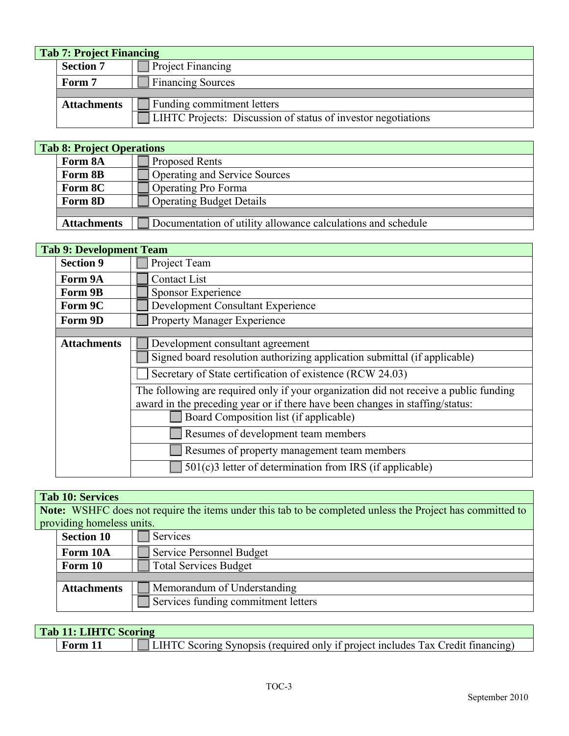### Tab 7: Project Financing

| | |
|---|---|
| **Section 7** | ☐ Project Financing |
| **Form 7** | ☐ Financing Sources |
| **Attachments** | ☐ Funding commitment letters |
| | ☐ LIHTC Projects: Discussion of status of investor negotiations |

### Tab 8: Project Operations

| | |
|---|---|
| **Form 8A** | ☐ Proposed Rents |
| **Form 8B** | ☐ Operating and Service Sources |
| **Form 8C** | ☐ Operating Pro Forma |
| **Form 8D** | ☐ Operating Budget Details |
| **Attachments** | ☐ Documentation of utility allowance calculations and schedule |

### Tab 9: Development Team

| | |
|---|---|
| **Section 9** | ☐ Project Team |
| **Form 9A** | ☐ Contact List |
| **Form 9B** | ☐ Sponsor Experience |
| **Form 9C** | ☐ Development Consultant Experience |
| **Form 9D** | ☐ Property Manager Experience |
| **Attachments** | ☐ Development consultant agreement |
| | ☐ Signed board resolution authorizing application submittal (if applicable) |
| | ☐ Secretary of State certification of existence (RCW 24.03) |
| | The following are required only if your organization did not receive a public funding award in the preceding year or if there have been changes in staffing/status: |
| | ☐ Board Composition list (if applicable) |
| | ☐ Resumes of development team members |
| | ☐ Resumes of property management team members |
| | ☐ 501(c)3 letter of determination from IRS (if applicable) |

### Tab 10: Services

**Note:** WSHFC does not require the items under this tab to be completed unless the Project has committed to providing homeless units.

| | |
|---|---|
| **Section 10** | ☐ Services |
| **Form 10A** | ☐ Service Personnel Budget |
| **Form 10** | ☐ Total Services Budget |
| **Attachments** | ☐ Memorandum of Understanding |
| | ☐ Services funding commitment letters |

### Tab 11: LIHTC Scoring

| | |
|---|---|
| **Form 11** | ☐ LIHTC Scoring Synopsis (required only if project includes Tax Credit financing) |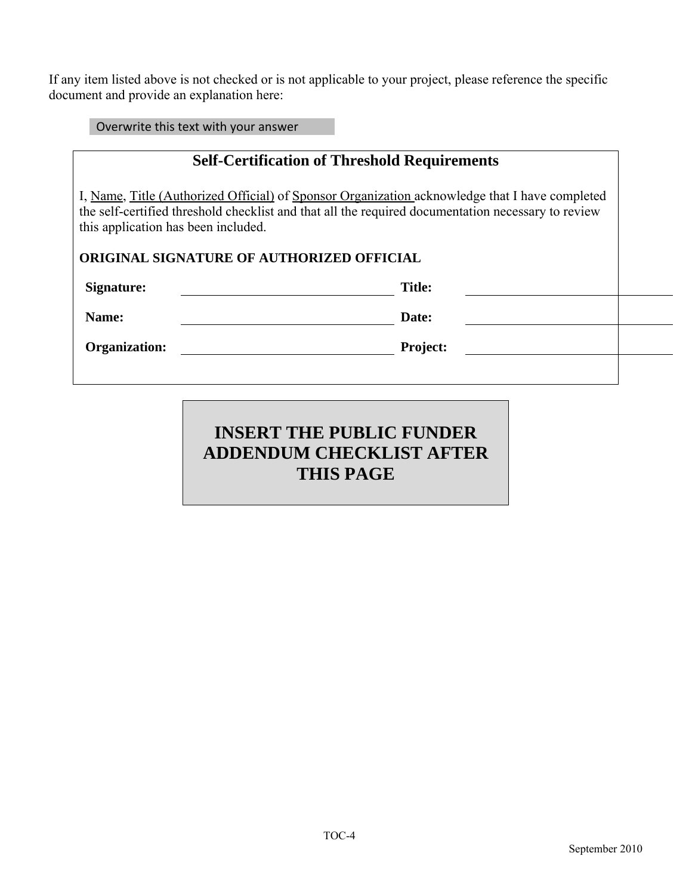If any item listed above is not checked or is not applicable to your project, please reference the specific document and provide an explanation here:

Overwrite this text with your answer

## Self-Certification of Threshold Requirements

I, Name, Title (Authorized Official) of Sponsor Organization acknowledge that I have completed the self-certified threshold checklist and that all the required documentation necessary to review this application has been included.

**ORIGINAL SIGNATURE OF AUTHORIZED OFFICIAL**

| | | | |
|---|---|---|---|
| **Signature:** | \_\_\_\_\_\_\_\_\_\_\_\_\_\_\_\_\_\_\_\_ | **Title:** | \_\_\_\_\_\_\_\_\_\_\_\_\_\_\_\_\_\_\_\_ |
| **Name:** | \_\_\_\_\_\_\_\_\_\_\_\_\_\_\_\_\_\_\_\_ | **Date:** | \_\_\_\_\_\_\_\_\_\_\_\_\_\_\_\_\_\_\_\_ |
| **Organization:** | \_\_\_\_\_\_\_\_\_\_\_\_\_\_\_\_\_\_\_\_ | **Project:** | \_\_\_\_\_\_\_\_\_\_\_\_\_\_\_\_\_\_\_\_ |

**INSERT THE PUBLIC FUNDER ADDENDUM CHECKLIST AFTER THIS PAGE**

TOC-4

September 2010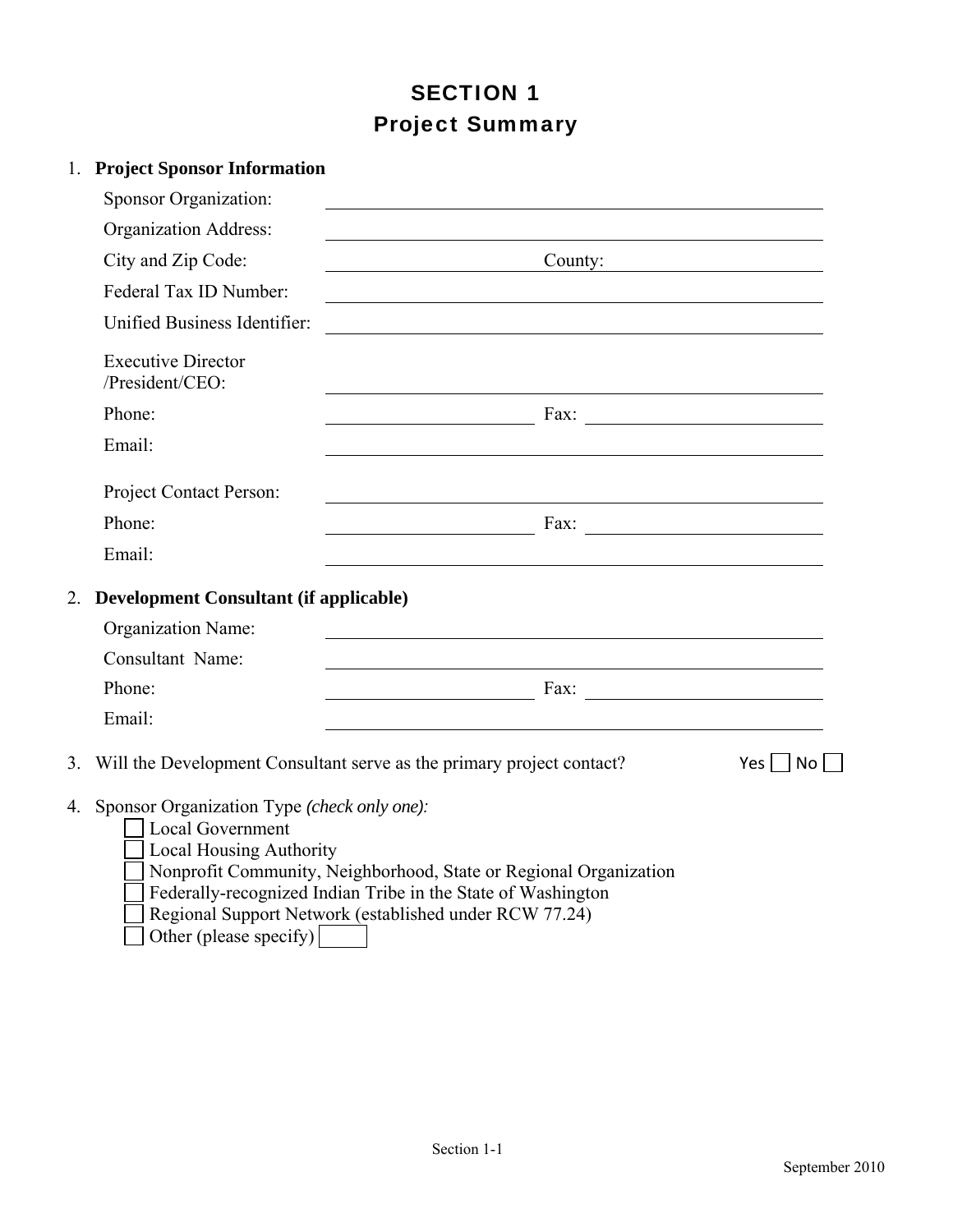# SECTION 1
## Project Summary

1. **Project Sponsor Information**

   Sponsor Organization: \_\_\_\_\_\_\_\_\_\_\_\_\_\_\_\_

   Organization Address: \_\_\_\_\_\_\_\_\_\_\_\_\_\_\_\_

   City and Zip Code: \_\_\_\_\_\_\_\_\_\_ County: \_\_\_\_\_\_\_\_\_\_

   Federal Tax ID Number: \_\_\_\_\_\_\_\_\_\_\_\_\_\_\_\_

   Unified Business Identifier: \_\_\_\_\_\_\_\_\_\_\_\_\_\_\_\_

   Executive Director /President/CEO: \_\_\_\_\_\_\_\_\_\_\_\_\_\_\_\_

   Phone: \_\_\_\_\_\_\_\_\_\_ Fax: \_\_\_\_\_\_\_\_\_\_

   Email: \_\_\_\_\_\_\_\_\_\_\_\_\_\_\_\_

   Project Contact Person: \_\_\_\_\_\_\_\_\_\_\_\_\_\_\_\_

   Phone: \_\_\_\_\_\_\_\_\_\_ Fax: \_\_\_\_\_\_\_\_\_\_

   Email: \_\_\_\_\_\_\_\_\_\_\_\_\_\_\_\_

2. **Development Consultant (if applicable)**

   Organization Name: \_\_\_\_\_\_\_\_\_\_\_\_\_\_\_\_

   Consultant Name: \_\_\_\_\_\_\_\_\_\_\_\_\_\_\_\_

   Phone: \_\_\_\_\_\_\_\_\_\_ Fax: \_\_\_\_\_\_\_\_\_\_

   Email: \_\_\_\_\_\_\_\_\_\_\_\_\_\_\_\_

3. Will the Development Consultant serve as the primary project contact? Yes ☐ No ☐

4. Sponsor Organization Type *(check only one):*
   - ☐ Local Government
   - ☐ Local Housing Authority
   - ☐ Nonprofit Community, Neighborhood, State or Regional Organization
   - ☐ Federally-recognized Indian Tribe in the State of Washington
   - ☐ Regional Support Network (established under RCW 77.24)
   - ☐ Other (please specify) ☐

September 2010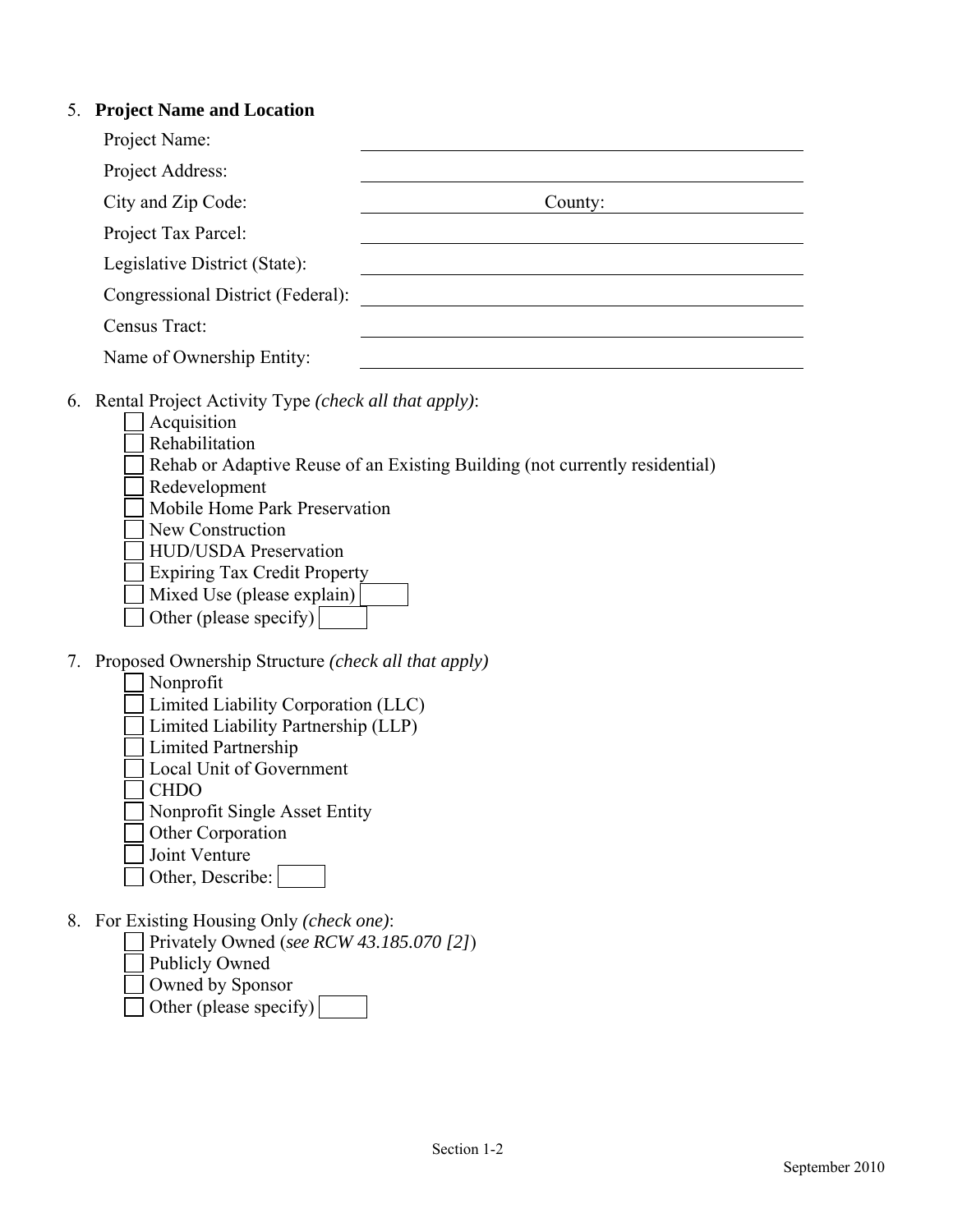5. **Project Name and Location**

Project Name: \_\_\_\_\_\_\_\_\_\_\_\_\_\_\_\_\_\_\_\_\_\_\_\_

Project Address: \_\_\_\_\_\_\_\_\_\_\_\_\_\_\_\_\_\_\_\_\_\_\_\_

City and Zip Code: \_\_\_\_\_\_\_\_\_\_\_\_ County: \_\_\_\_\_\_\_\_\_\_\_\_

Project Tax Parcel: \_\_\_\_\_\_\_\_\_\_\_\_\_\_\_\_\_\_\_\_\_\_\_\_

Legislative District (State): \_\_\_\_\_\_\_\_\_\_\_\_\_\_\_\_\_\_\_\_\_\_\_\_

Congressional District (Federal): \_\_\_\_\_\_\_\_\_\_\_\_\_\_\_\_\_\_\_\_\_\_\_\_

Census Tract: \_\_\_\_\_\_\_\_\_\_\_\_\_\_\_\_\_\_\_\_\_\_\_\_

Name of Ownership Entity: \_\_\_\_\_\_\_\_\_\_\_\_\_\_\_\_\_\_\_\_\_\_\_\_

6. Rental Project Activity Type *(check all that apply)*:
   - ☐ Acquisition
   - ☐ Rehabilitation
   - ☐ Rehab or Adaptive Reuse of an Existing Building (not currently residential)
   - ☐ Redevelopment
   - ☐ Mobile Home Park Preservation
   - ☐ New Construction
   - ☐ HUD/USDA Preservation
   - ☐ Expiring Tax Credit Property
   - ☐ Mixed Use (please explain) ☐
   - ☐ Other (please specify) ☐

7. Proposed Ownership Structure *(check all that apply)*
   - ☐ Nonprofit
   - ☐ Limited Liability Corporation (LLC)
   - ☐ Limited Liability Partnership (LLP)
   - ☐ Limited Partnership
   - ☐ Local Unit of Government
   - ☐ CHDO
   - ☐ Nonprofit Single Asset Entity
   - ☐ Other Corporation
   - ☐ Joint Venture
   - ☐ Other, Describe: ☐

8. For Existing Housing Only *(check one)*:
   - ☐ Privately Owned (*see RCW 43.185.070 [2]*)
   - ☐ Publicly Owned
   - ☐ Owned by Sponsor
   - ☐ Other (please specify) ☐

Section 1-2

September 2010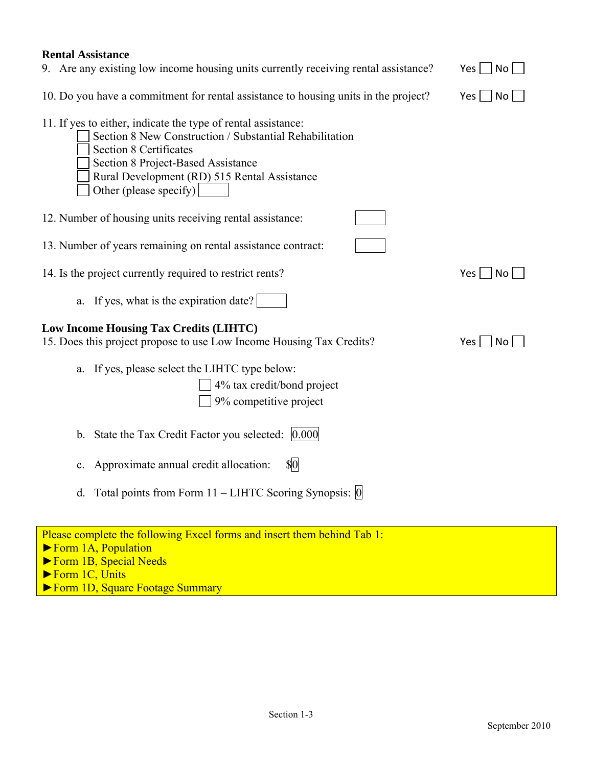**Rental Assistance**

9. Are any existing low income housing units currently receiving rental assistance? Yes ☐ No ☐

10. Do you have a commitment for rental assistance to housing units in the project? Yes ☐ No ☐

11. If yes to either, indicate the type of rental assistance:
    - ☐ Section 8 New Construction / Substantial Rehabilitation
    - ☐ Section 8 Certificates
    - ☐ Section 8 Project-Based Assistance
    - ☐ Rural Development (RD) 515 Rental Assistance
    - ☐ Other (please specify) ☐

12. Number of housing units receiving rental assistance: ☐

13. Number of years remaining on rental assistance contract: ☐

14. Is the project currently required to restrict rents? Yes ☐ No ☐

    a. If yes, what is the expiration date? ☐

**Low Income Housing Tax Credits (LIHTC)**

15. Does this project propose to use Low Income Housing Tax Credits? Yes ☐ No ☐

    a. If yes, please select the LIHTC type below:
       - ☐ 4% tax credit/bond project
       - ☐ 9% competitive project

    b. State the Tax Credit Factor you selected: 0.000

    c. Approximate annual credit allocation: $0

    d. Total points from Form 11 – LIHTC Scoring Synopsis: 0

Please complete the following Excel forms and insert them behind Tab 1:
- ►Form 1A, Population
- ►Form 1B, Special Needs
- ►Form 1C, Units
- ►Form 1D, Square Footage Summary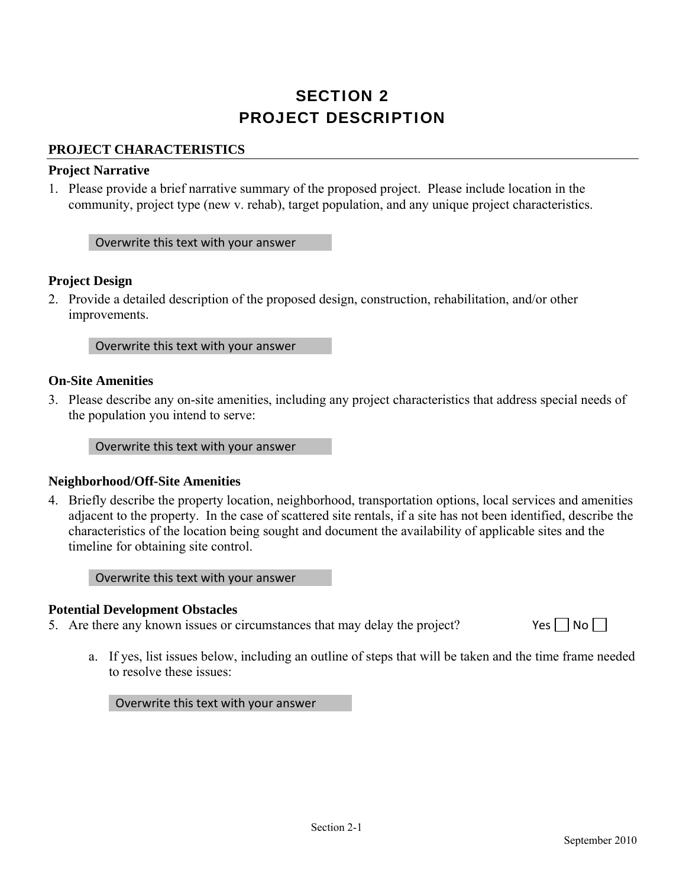# SECTION 2
# PROJECT DESCRIPTION

## PROJECT CHARACTERISTICS

### Project Narrative

1. Please provide a brief narrative summary of the proposed project. Please include location in the community, project type (new v. rehab), target population, and any unique project characteristics.

   Overwrite this text with your answer

### Project Design

2. Provide a detailed description of the proposed design, construction, rehabilitation, and/or other improvements.

   Overwrite this text with your answer

### On-Site Amenities

3. Please describe any on-site amenities, including any project characteristics that address special needs of the population you intend to serve:

   Overwrite this text with your answer

### Neighborhood/Off-Site Amenities

4. Briefly describe the property location, neighborhood, transportation options, local services and amenities adjacent to the property. In the case of scattered site rentals, if a site has not been identified, describe the characteristics of the location being sought and document the availability of applicable sites and the timeline for obtaining site control.

   Overwrite this text with your answer

### Potential Development Obstacles

5. Are there any known issues or circumstances that may delay the project? Yes ☐ No ☐

   a. If yes, list issues below, including an outline of steps that will be taken and the time frame needed to resolve these issues:

      Overwrite this text with your answer

September 2010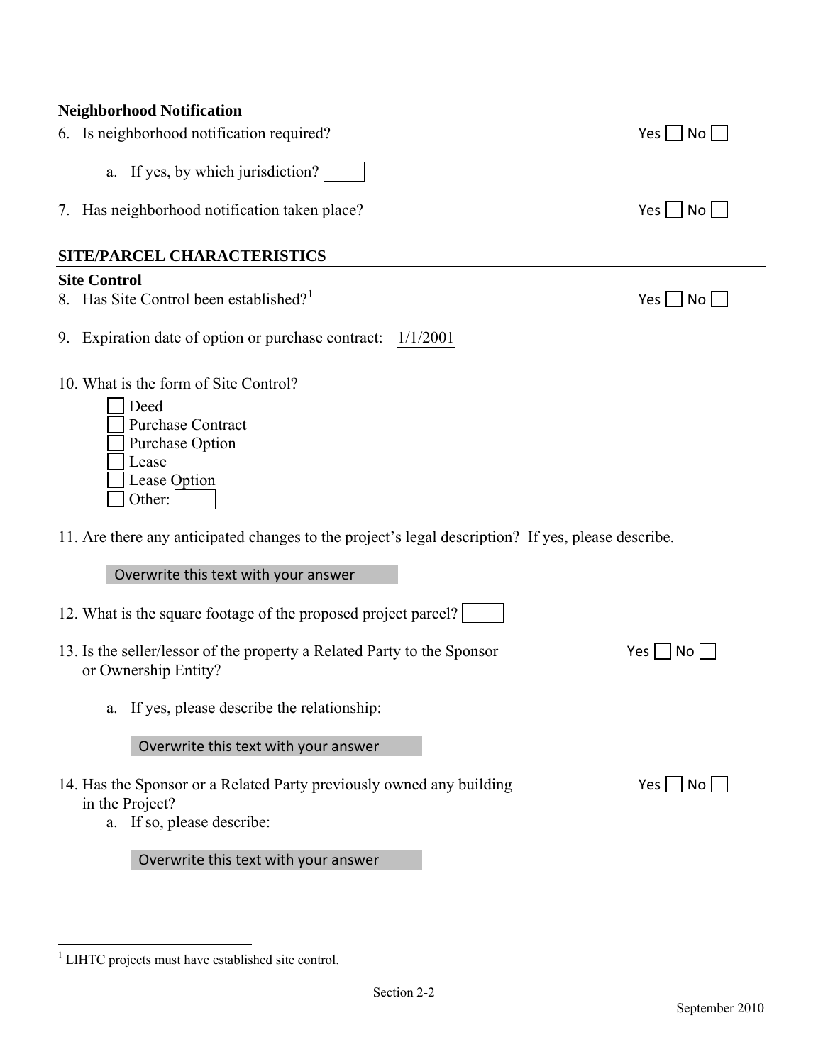**Neighborhood Notification**

6. Is neighborhood notification required? Yes ☐ No ☐

   a. If yes, by which jurisdiction? ☐

7. Has neighborhood notification taken place? Yes ☐ No ☐

## SITE/PARCEL CHARACTERISTICS

**Site Control**

8. Has Site Control been established?[1] Yes ☐ No ☐

9. Expiration date of option or purchase contract: 1/1/2001

10. What is the form of Site Control?

    ☐ Deed
    ☐ Purchase Contract
    ☐ Purchase Option
    ☐ Lease
    ☐ Lease Option
    ☐ Other: ☐

11. Are there any anticipated changes to the project's legal description? If yes, please describe.

    Overwrite this text with your answer

12. What is the square footage of the proposed project parcel? ☐

13. Is the seller/lessor of the property a Related Party to the Sponsor or Ownership Entity? Yes ☐ No ☐

    a. If yes, please describe the relationship:

       Overwrite this text with your answer

14. Has the Sponsor or a Related Party previously owned any building in the Project? Yes ☐ No ☐

    a. If so, please describe:

       Overwrite this text with your answer

[1] LIHTC projects must have established site control.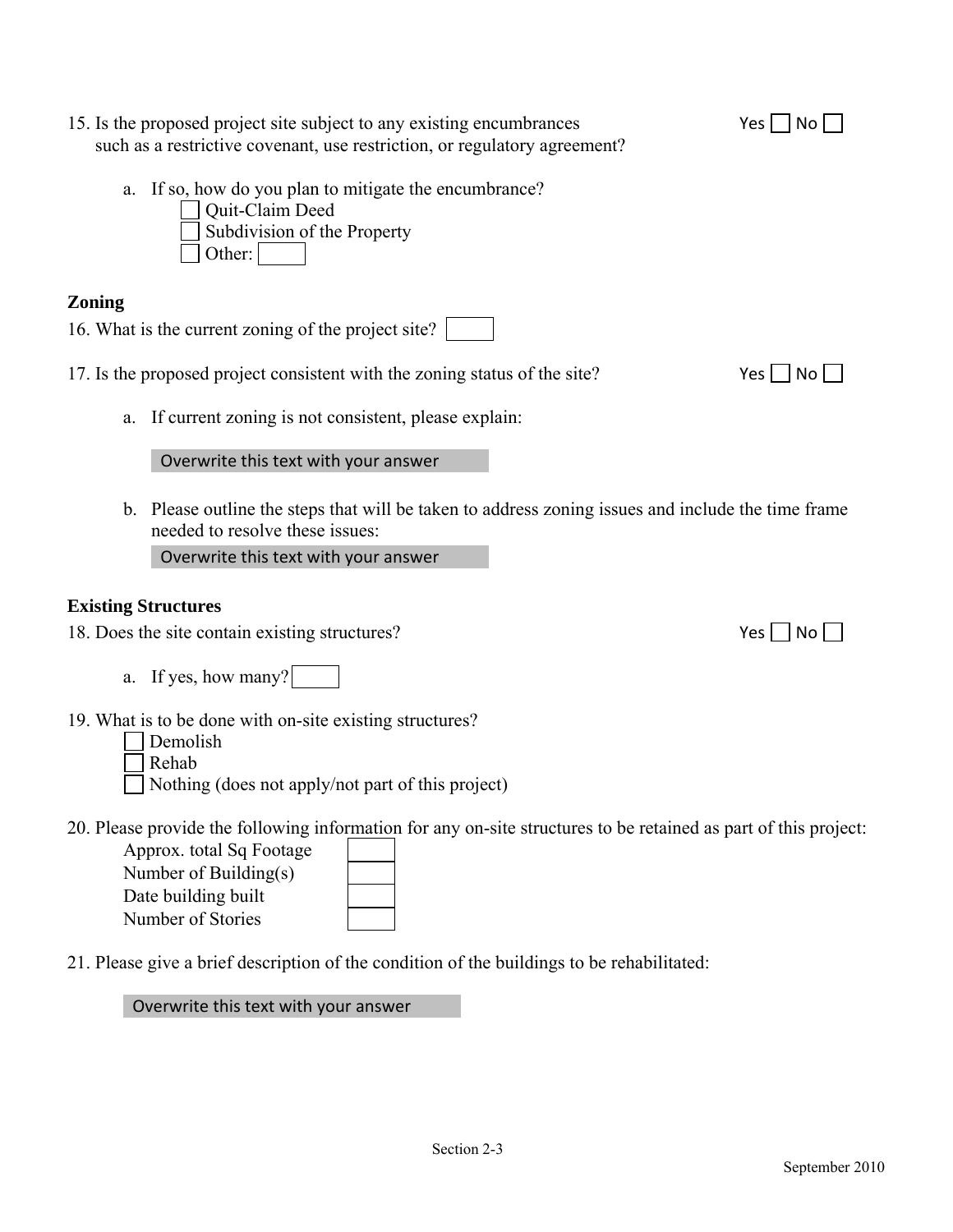15. Is the proposed project site subject to any existing encumbrances such as a restrictive covenant, use restriction, or regulatory agreement? Yes ☐ No ☐

    a. If so, how do you plan to mitigate the encumbrance?
       - ☐ Quit-Claim Deed
       - ☐ Subdivision of the Property
       - ☐ Other: ☐

**Zoning**

16. What is the current zoning of the project site? ☐

17. Is the proposed project consistent with the zoning status of the site? Yes ☐ No ☐

    a. If current zoning is not consistent, please explain:

       Overwrite this text with your answer

    b. Please outline the steps that will be taken to address zoning issues and include the time frame needed to resolve these issues:

       Overwrite this text with your answer

**Existing Structures**

18. Does the site contain existing structures? Yes ☐ No ☐

    a. If yes, how many? ☐

19. What is to be done with on-site existing structures?
    - ☐ Demolish
    - ☐ Rehab
    - ☐ Nothing (does not apply/not part of this project)

20. Please provide the following information for any on-site structures to be retained as part of this project:

| | |
|---|---|
| Approx. total Sq Footage | |
| Number of Building(s) | |
| Date building built | |
| Number of Stories | |

21. Please give a brief description of the condition of the buildings to be rehabilitated:

    Overwrite this text with your answer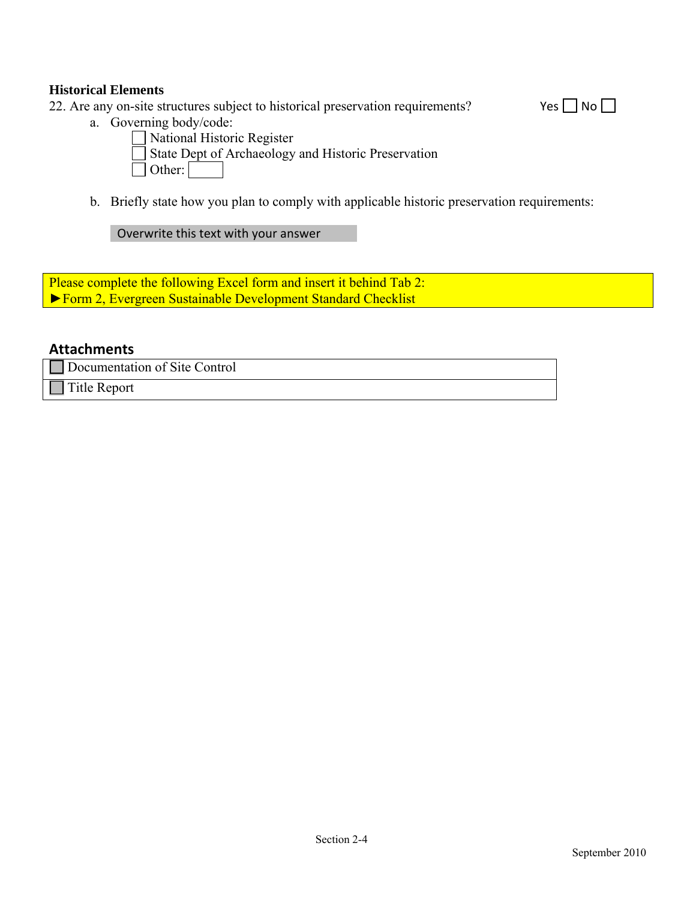**Historical Elements**

22. Are any on-site structures subject to historical preservation requirements? Yes ☐ No ☐

   a. Governing body/code:
      - ☐ National Historic Register
      - ☐ State Dept of Archaeology and Historic Preservation
      - ☐ Other: ☐

   b. Briefly state how you plan to comply with applicable historic preservation requirements:

      Overwrite this text with your answer

Please complete the following Excel form and insert it behind Tab 2:
►Form 2, Evergreen Sustainable Development Standard Checklist

## Attachments

| |
|---|
| ☐ Documentation of Site Control |
| ☐ Title Report |

September 2010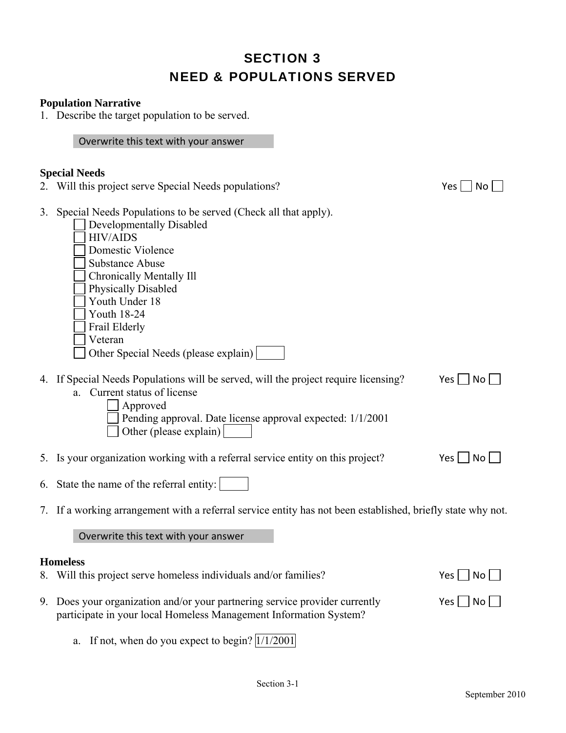# SECTION 3
# NEED & POPULATIONS SERVED

**Population Narrative**

1. Describe the target population to be served.

   Overwrite this text with your answer

**Special Needs**

2. Will this project serve Special Needs populations? Yes ☐ No ☐

3. Special Needs Populations to be served (Check all that apply).
   - ☐ Developmentally Disabled
   - ☐ HIV/AIDS
   - ☐ Domestic Violence
   - ☐ Substance Abuse
   - ☐ Chronically Mentally Ill
   - ☐ Physically Disabled
   - ☐ Youth Under 18
   - ☐ Youth 18-24
   - ☐ Frail Elderly
   - ☐ Veteran
   - ☐ Other Special Needs (please explain) ☐

4. If Special Needs Populations will be served, will the project require licensing? Yes ☐ No ☐
   a. Current status of license
      - ☐ Approved
      - ☐ Pending approval. Date license approval expected: 1/1/2001
      - ☐ Other (please explain) ☐

5. Is your organization working with a referral service entity on this project? Yes ☐ No ☐

6. State the name of the referral entity: ☐

7. If a working arrangement with a referral service entity has not been established, briefly state why not.

   Overwrite this text with your answer

**Homeless**

8. Will this project serve homeless individuals and/or families? Yes ☐ No ☐

9. Does your organization and/or your partnering service provider currently participate in your local Homeless Management Information System? Yes ☐ No ☐

   a. If not, when do you expect to begin? 1/1/2001

September 2010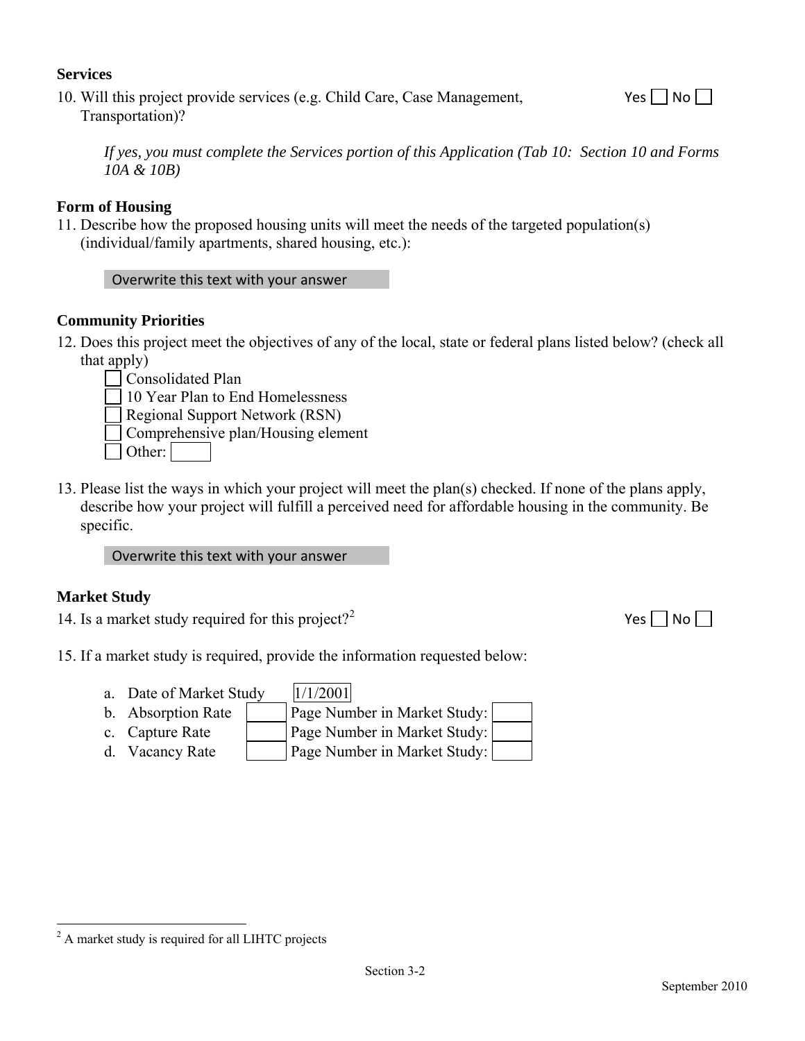**Services**

10. Will this project provide services (e.g. Child Care, Case Management, Transportation)? Yes ☐ No ☐

    *If yes, you must complete the Services portion of this Application (Tab 10: Section 10 and Forms 10A & 10B)*

**Form of Housing**

11. Describe how the proposed housing units will meet the needs of the targeted population(s) (individual/family apartments, shared housing, etc.):

    Overwrite this text with your answer

**Community Priorities**

12. Does this project meet the objectives of any of the local, state or federal plans listed below? (check all that apply)
    - ☐ Consolidated Plan
    - ☐ 10 Year Plan to End Homelessness
    - ☐ Regional Support Network (RSN)
    - ☐ Comprehensive plan/Housing element
    - ☐ Other: ☐

13. Please list the ways in which your project will meet the plan(s) checked. If none of the plans apply, describe how your project will fulfill a perceived need for affordable housing in the community. Be specific.

    Overwrite this text with your answer

**Market Study**

14. Is a market study required for this project?[2] Yes ☐ No ☐

15. If a market study is required, provide the information requested below:

    a. Date of Market Study 1/1/2001
    b. Absorption Rate ☐ Page Number in Market Study: ☐
    c. Capture Rate ☐ Page Number in Market Study: ☐
    d. Vacancy Rate ☐ Page Number in Market Study: ☐

[2] A market study is required for all LIHTC projects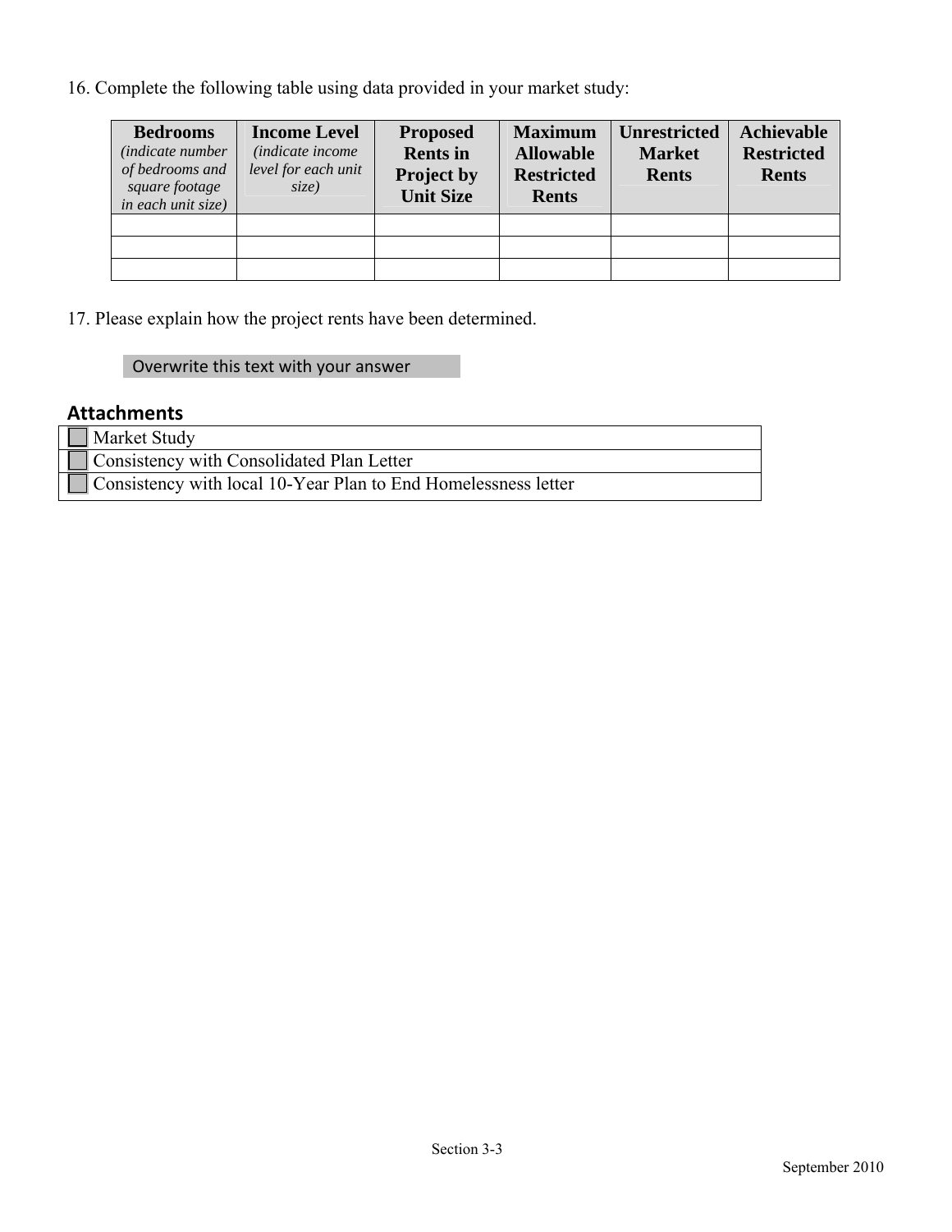16. Complete the following table using data provided in your market study:

| **Bedrooms** *(indicate number of bedrooms and square footage in each unit size)* | **Income Level** *(indicate income level for each unit size)* | **Proposed Rents in Project by Unit Size** | **Maximum Allowable Restricted Rents** | **Unrestricted Market Rents** | **Achievable Restricted Rents** |
|---|---|---|---|---|---|
| | | | | | |
| | | | | | |
| | | | | | |

17. Please explain how the project rents have been determined.

Overwrite this text with your answer

## Attachments

| |
|---|
| ☐ Market Study |
| ☐ Consistency with Consolidated Plan Letter |
| ☐ Consistency with local 10-Year Plan to End Homelessness letter |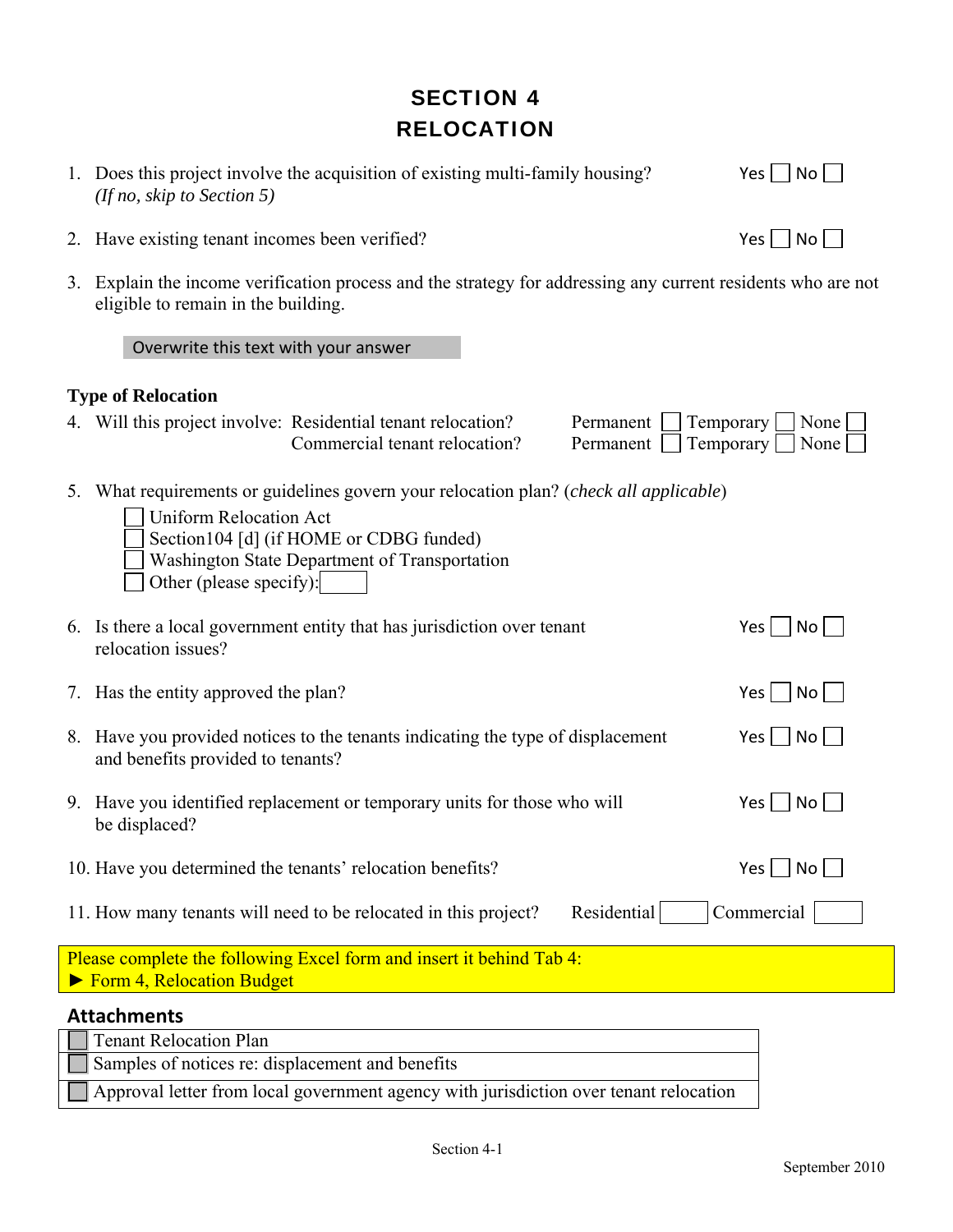# SECTION 4
# RELOCATION

1. Does this project involve the acquisition of existing multi-family housing? *(If no, skip to Section 5)* Yes ☐ No ☐

2. Have existing tenant incomes been verified? Yes ☐ No ☐

3. Explain the income verification process and the strategy for addressing any current residents who are not eligible to remain in the building.

   Overwrite this text with your answer

**Type of Relocation**

4. Will this project involve: Residential tenant relocation? Permanent ☐ Temporary ☐ None ☐
   Commercial tenant relocation? Permanent ☐ Temporary ☐ None ☐

5. What requirements or guidelines govern your relocation plan? (*check all applicable*)
   - ☐ Uniform Relocation Act
   - ☐ Section104 [d] (if HOME or CDBG funded)
   - ☐ Washington State Department of Transportation
   - ☐ Other (please specify): ☐

6. Is there a local government entity that has jurisdiction over tenant relocation issues? Yes ☐ No ☐

7. Has the entity approved the plan? Yes ☐ No ☐

8. Have you provided notices to the tenants indicating the type of displacement and benefits provided to tenants? Yes ☐ No ☐

9. Have you identified replacement or temporary units for those who will be displaced? Yes ☐ No ☐

10. Have you determined the tenants' relocation benefits? Yes ☐ No ☐

11. How many tenants will need to be relocated in this project? Residential ☐ Commercial ☐

Please complete the following Excel form and insert it behind Tab 4:
► Form 4, Relocation Budget

## Attachments

| |
|---|
| ☐ Tenant Relocation Plan |
| ☐ Samples of notices re: displacement and benefits |
| ☐ Approval letter from local government agency with jurisdiction over tenant relocation |

September 2010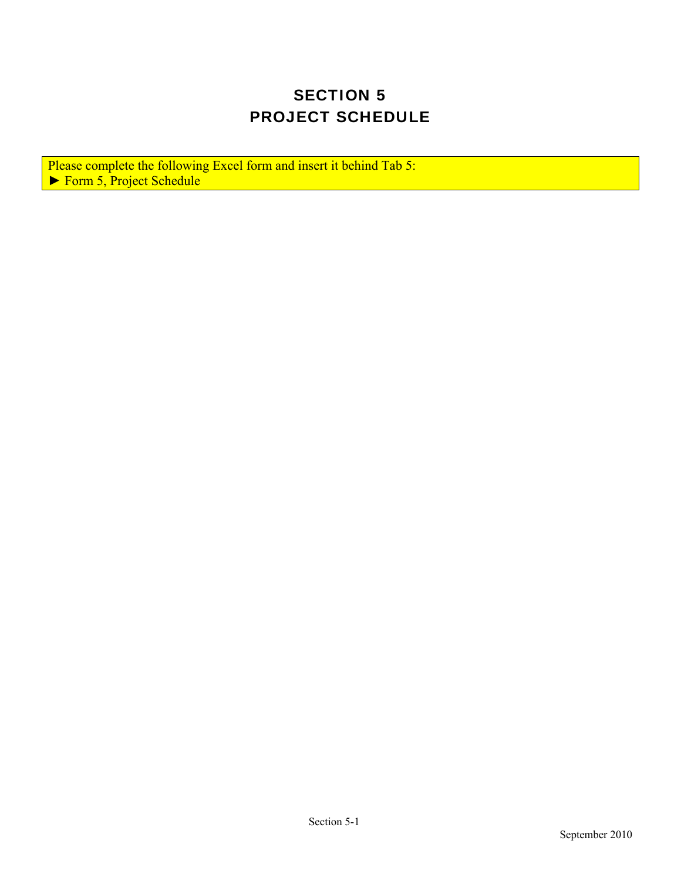# SECTION 5
# PROJECT SCHEDULE

Please complete the following Excel form and insert it behind Tab 5:
► Form 5, Project Schedule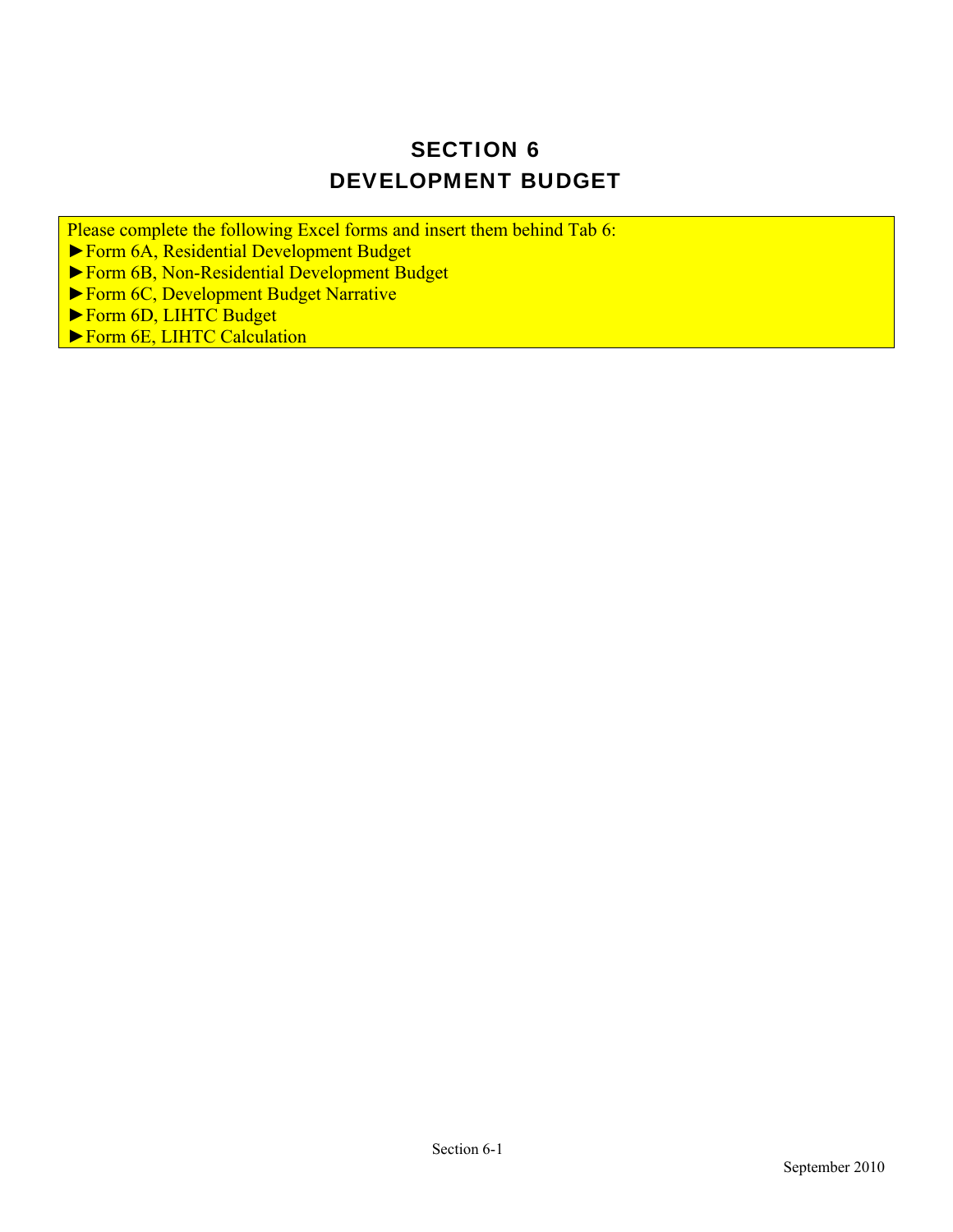# SECTION 6
# DEVELOPMENT BUDGET

Please complete the following Excel forms and insert them behind Tab 6:
►Form 6A, Residential Development Budget
►Form 6B, Non-Residential Development Budget
►Form 6C, Development Budget Narrative
►Form 6D, LIHTC Budget
►Form 6E, LIHTC Calculation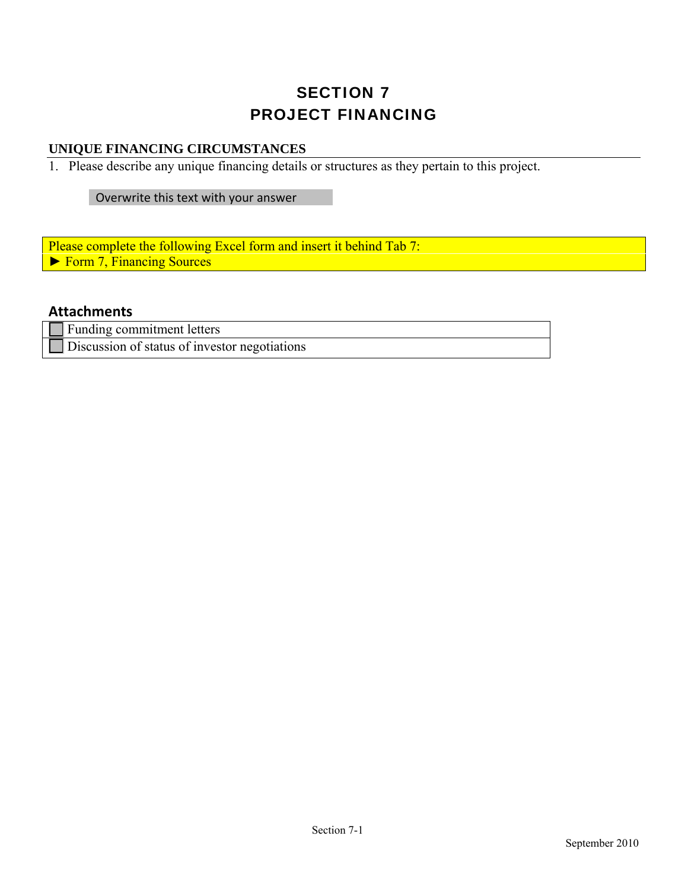# SECTION 7
# PROJECT FINANCING

### UNIQUE FINANCING CIRCUMSTANCES

1. Please describe any unique financing details or structures as they pertain to this project.

   Overwrite this text with your answer

Please complete the following Excel form and insert it behind Tab 7:
► Form 7, Financing Sources

### Attachments

| |
|---|
| ☐ Funding commitment letters |
| ☐ Discussion of status of investor negotiations |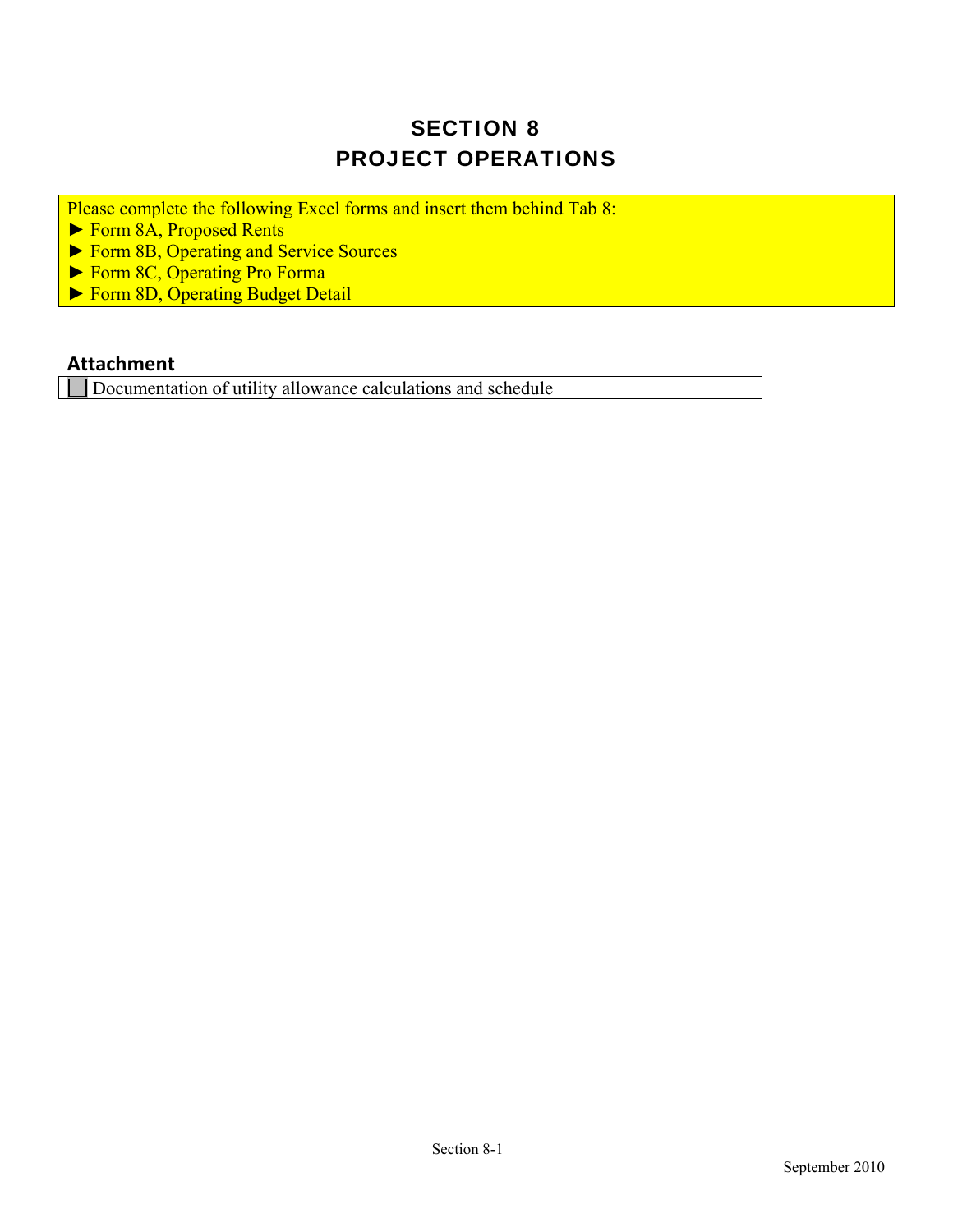# SECTION 8
# PROJECT OPERATIONS

Please complete the following Excel forms and insert them behind Tab 8:
- ► Form 8A, Proposed Rents
- ► Form 8B, Operating and Service Sources
- ► Form 8C, Operating Pro Forma
- ► Form 8D, Operating Budget Detail

## Attachment

☐ Documentation of utility allowance calculations and schedule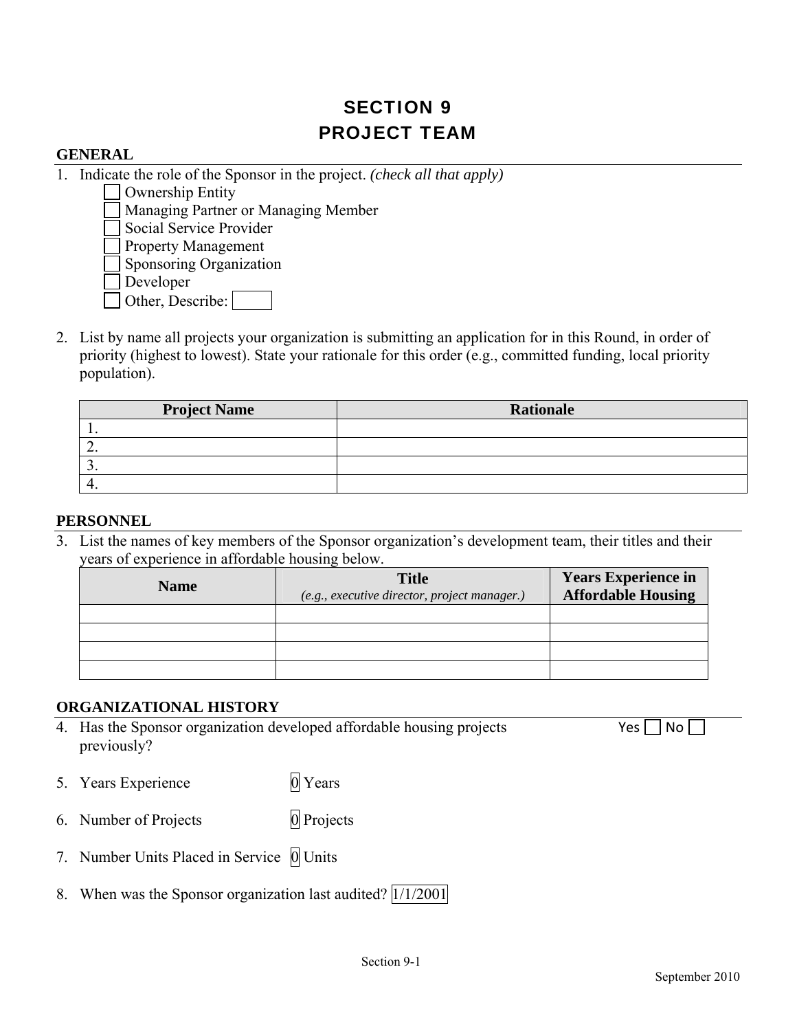# SECTION 9
# PROJECT TEAM

## GENERAL

1. Indicate the role of the Sponsor in the project. *(check all that apply)*
   - ☐ Ownership Entity
   - ☐ Managing Partner or Managing Member
   - ☐ Social Service Provider
   - ☐ Property Management
   - ☐ Sponsoring Organization
   - ☐ Developer
   - ☐ Other, Describe: 

2. List by name all projects your organization is submitting an application for in this Round, in order of priority (highest to lowest). State your rationale for this order (e.g., committed funding, local priority population).

| Project Name | Rationale |
|---|---|
| 1. | |
| 2. | |
| 3. | |
| 4. | |

## PERSONNEL

3. List the names of key members of the Sponsor organization's development team, their titles and their years of experience in affordable housing below.

| Name | Title *(e.g., executive director, project manager.)* | Years Experience in Affordable Housing |
|---|---|---|
| | | |
| | | |
| | | |
| | | |

## ORGANIZATIONAL HISTORY

4. Has the Sponsor organization developed affordable housing projects previously? Yes ☐ No ☐

5. Years Experience 0 Years

6. Number of Projects 0 Projects

7. Number Units Placed in Service 0 Units

8. When was the Sponsor organization last audited? 1/1/2001

September 2010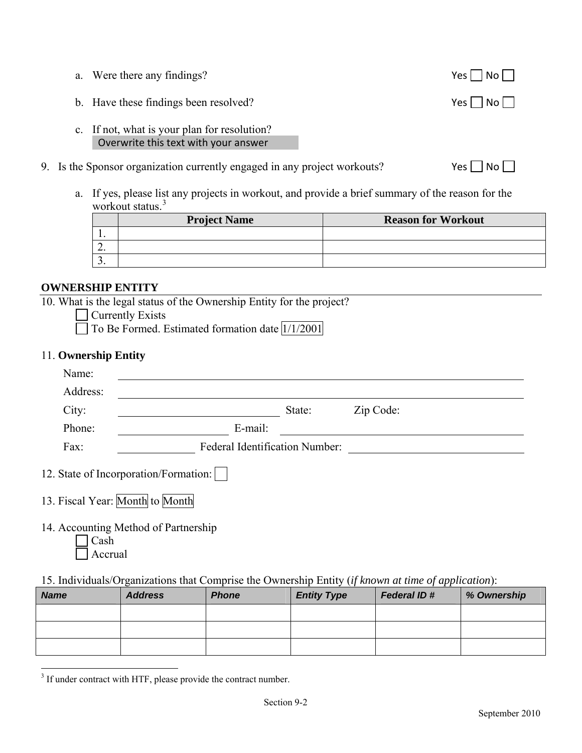a. Were there any findings? Yes ☐ No ☐

b. Have these findings been resolved? Yes ☐ No ☐

c. If not, what is your plan for resolution?
Overwrite this text with your answer

9. Is the Sponsor organization currently engaged in any project workouts? Yes ☐ No ☐

a. If yes, please list any projects in workout, and provide a brief summary of the reason for the workout status.[3]

| | Project Name | Reason for Workout |
|---|---|---|
| 1. | | |
| 2. | | |
| 3. | | |

## OWNERSHIP ENTITY

10. What is the legal status of the Ownership Entity for the project?

☐ Currently Exists

☐ To Be Formed. Estimated formation date 1/1/2001

11. **Ownership Entity**

Name: \_\_\_\_\_\_\_\_\_\_\_\_\_\_\_\_\_\_\_\_

Address: \_\_\_\_\_\_\_\_\_\_\_\_\_\_\_\_\_\_\_\_

City: \_\_\_\_\_\_\_\_\_\_ State: Zip Code:

Phone: \_\_\_\_\_\_\_\_\_\_ E-mail: \_\_\_\_\_\_\_\_\_\_

Fax: \_\_\_\_\_\_\_\_\_\_ Federal Identification Number: \_\_\_\_\_\_\_\_\_\_

12. State of Incorporation/Formation: ☐

13. Fiscal Year: Month to Month

14. Accounting Method of Partnership

☐ Cash

☐ Accrual

15. Individuals/Organizations that Comprise the Ownership Entity (*if known at time of application*):

| ***Name*** | ***Address*** | ***Phone*** | ***Entity Type*** | ***Federal ID #*** | ***% Ownership*** |
|---|---|---|---|---|---|
| | | | | | |
| | | | | | |
| | | | | | |

[3] If under contract with HTF, please provide the contract number.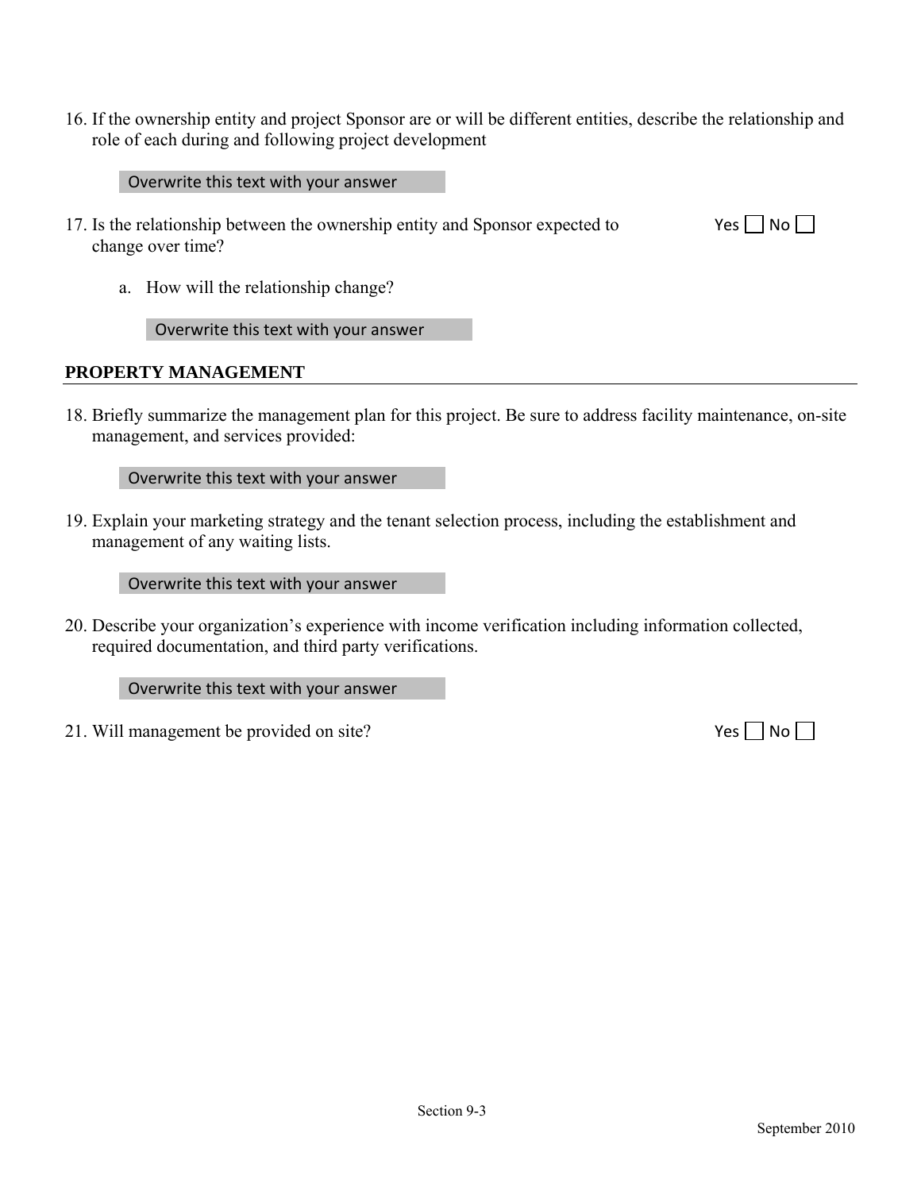16. If the ownership entity and project Sponsor are or will be different entities, describe the relationship and role of each during and following project development

    Overwrite this text with your answer

17. Is the relationship between the ownership entity and Sponsor expected to change over time? Yes ☐ No ☐

    a. How will the relationship change?

       Overwrite this text with your answer

## PROPERTY MANAGEMENT

18. Briefly summarize the management plan for this project. Be sure to address facility maintenance, on-site management, and services provided:

    Overwrite this text with your answer

19. Explain your marketing strategy and the tenant selection process, including the establishment and management of any waiting lists.

    Overwrite this text with your answer

20. Describe your organization's experience with income verification including information collected, required documentation, and third party verifications.

    Overwrite this text with your answer

21. Will management be provided on site? Yes ☐ No ☐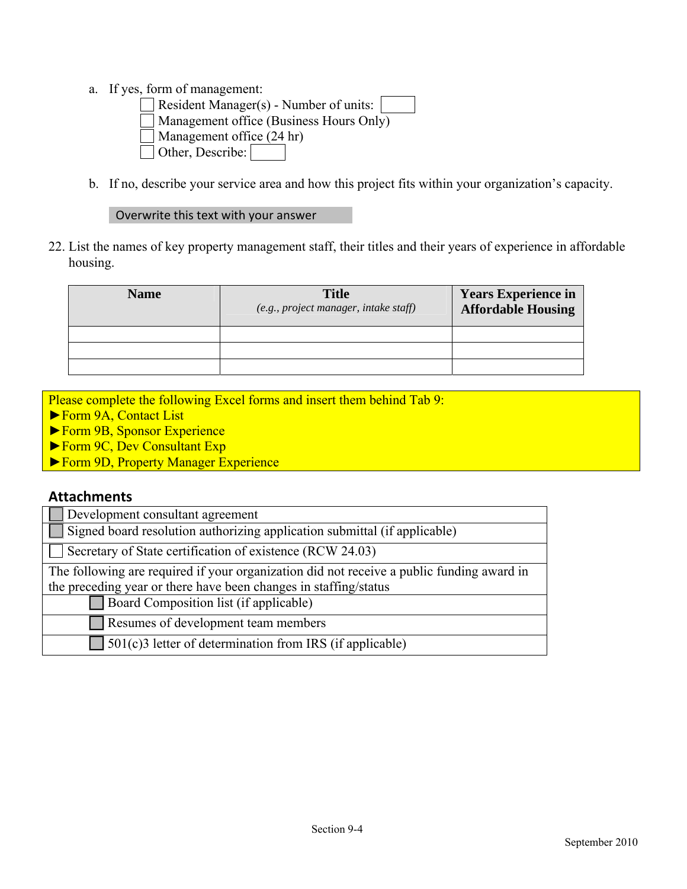a. If yes, form of management:
   - ☐ Resident Manager(s) - Number of units: ☐
   - ☐ Management office (Business Hours Only)
   - ☐ Management office (24 hr)
   - ☐ Other, Describe: ☐

b. If no, describe your service area and how this project fits within your organization's capacity.

   Overwrite this text with your answer

22. List the names of key property management staff, their titles and their years of experience in affordable housing.

| Name | Title *(e.g., project manager, intake staff)* | Years Experience in Affordable Housing |
|---|---|---|
| | | |
| | | |
| | | |

Please complete the following Excel forms and insert them behind Tab 9:
►Form 9A, Contact List
►Form 9B, Sponsor Experience
►Form 9C, Dev Consultant Exp
►Form 9D, Property Manager Experience

## Attachments

| |
|---|
| ☐ Development consultant agreement |
| ☐ Signed board resolution authorizing application submittal (if applicable) |
| ☐ Secretary of State certification of existence (RCW 24.03) |
| The following are required if your organization did not receive a public funding award in the preceding year or there have been changes in staffing/status |
| ☐ Board Composition list (if applicable) |
| ☐ Resumes of development team members |
| ☐ 501(c)3 letter of determination from IRS (if applicable) |

Section 9-4

September 2010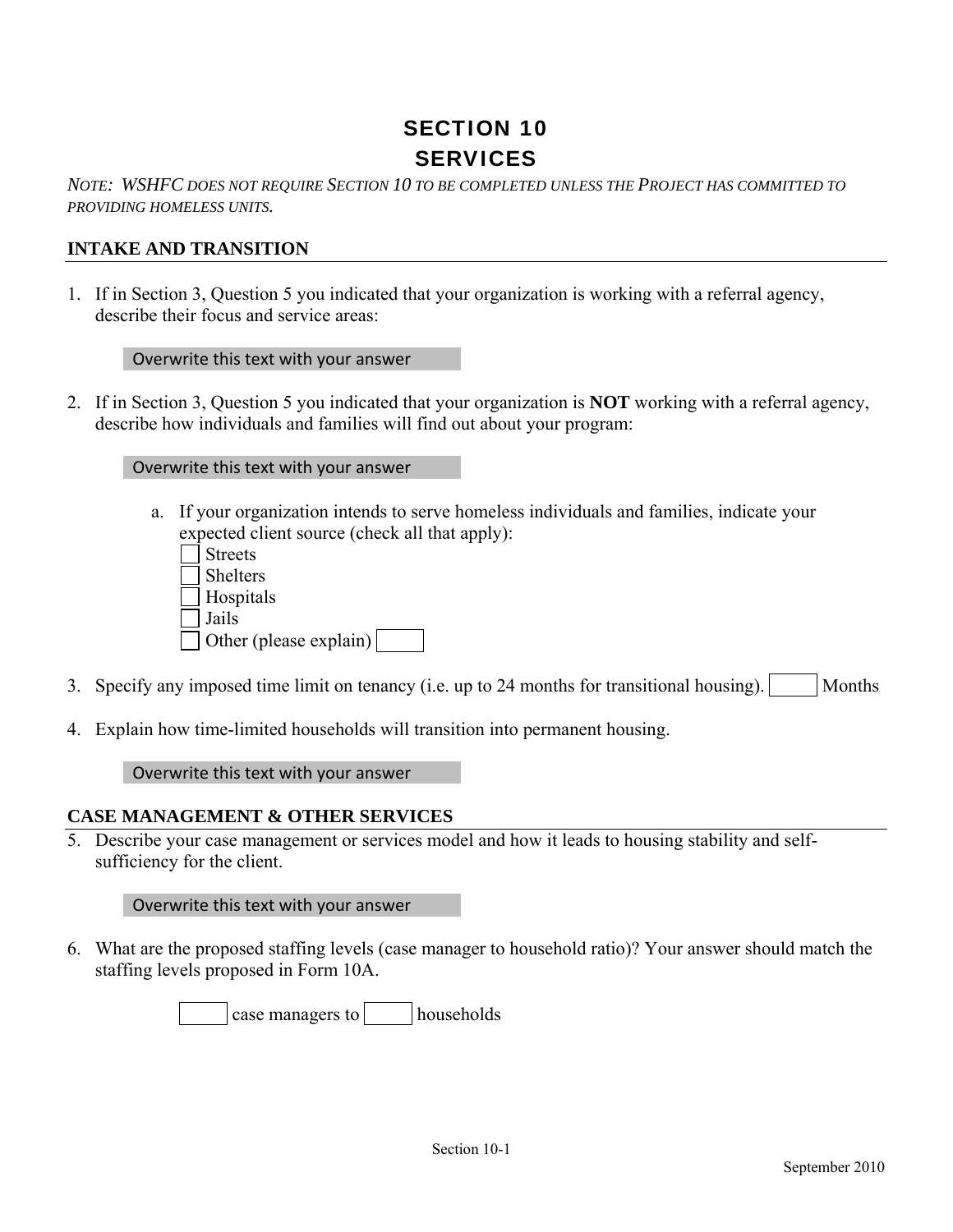# SECTION 10
# SERVICES

*NOTE: WSHFC DOES NOT REQUIRE SECTION 10 TO BE COMPLETED UNLESS THE PROJECT HAS COMMITTED TO PROVIDING HOMELESS UNITS.*

## INTAKE AND TRANSITION

1. If in Section 3, Question 5 you indicated that your organization is working with a referral agency, describe their focus and service areas:

   Overwrite this text with your answer

2. If in Section 3, Question 5 you indicated that your organization is **NOT** working with a referral agency, describe how individuals and families will find out about your program:

   Overwrite this text with your answer

   a. If your organization intends to serve homeless individuals and families, indicate your expected client source (check all that apply):
      - ☐ Streets
      - ☐ Shelters
      - ☐ Hospitals
      - ☐ Jails
      - ☐ Other (please explain) ☐

3. Specify any imposed time limit on tenancy (i.e. up to 24 months for transitional housing). ☐ Months

4. Explain how time-limited households will transition into permanent housing.

   Overwrite this text with your answer

## CASE MANAGEMENT & OTHER SERVICES

5. Describe your case management or services model and how it leads to housing stability and self-sufficiency for the client.

   Overwrite this text with your answer

6. What are the proposed staffing levels (case manager to household ratio)? Your answer should match the staffing levels proposed in Form 10A.

   ☐ case managers to ☐ households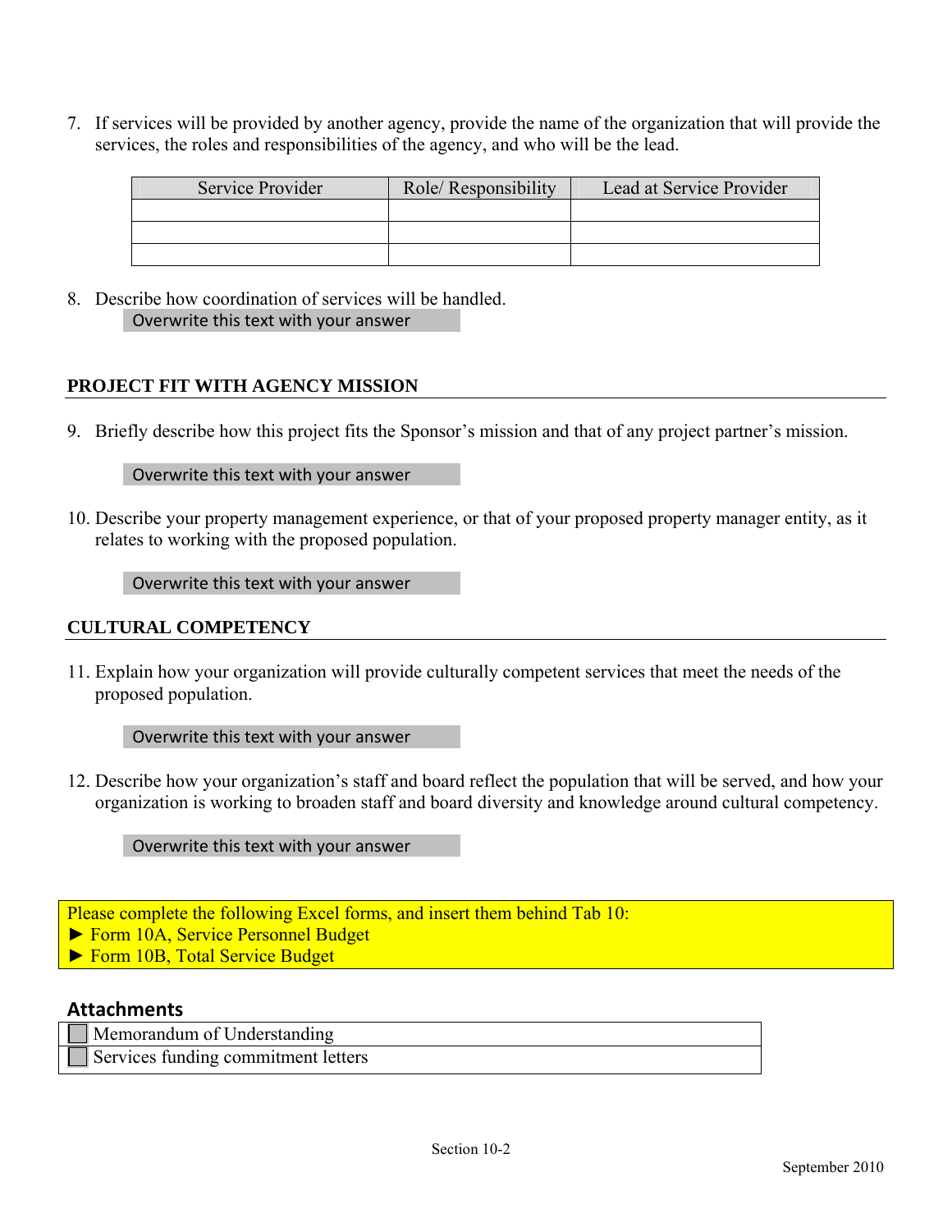7. If services will be provided by another agency, provide the name of the organization that will provide the services, the roles and responsibilities of the agency, and who will be the lead.

| Service Provider | Role/ Responsibility | Lead at Service Provider |
|---|---|---|
| | | |
| | | |
| | | |

8. Describe how coordination of services will be handled.

   Overwrite this text with your answer

## PROJECT FIT WITH AGENCY MISSION

9. Briefly describe how this project fits the Sponsor's mission and that of any project partner's mission.

   Overwrite this text with your answer

10. Describe your property management experience, or that of your proposed property manager entity, as it relates to working with the proposed population.

    Overwrite this text with your answer

## CULTURAL COMPETENCY

11. Explain how your organization will provide culturally competent services that meet the needs of the proposed population.

    Overwrite this text with your answer

12. Describe how your organization's staff and board reflect the population that will be served, and how your organization is working to broaden staff and board diversity and knowledge around cultural competency.

    Overwrite this text with your answer

Please complete the following Excel forms, and insert them behind Tab 10:
► Form 10A, Service Personnel Budget
► Form 10B, Total Service Budget

## Attachments

- ☐ Memorandum of Understanding
- ☐ Services funding commitment letters

September 2010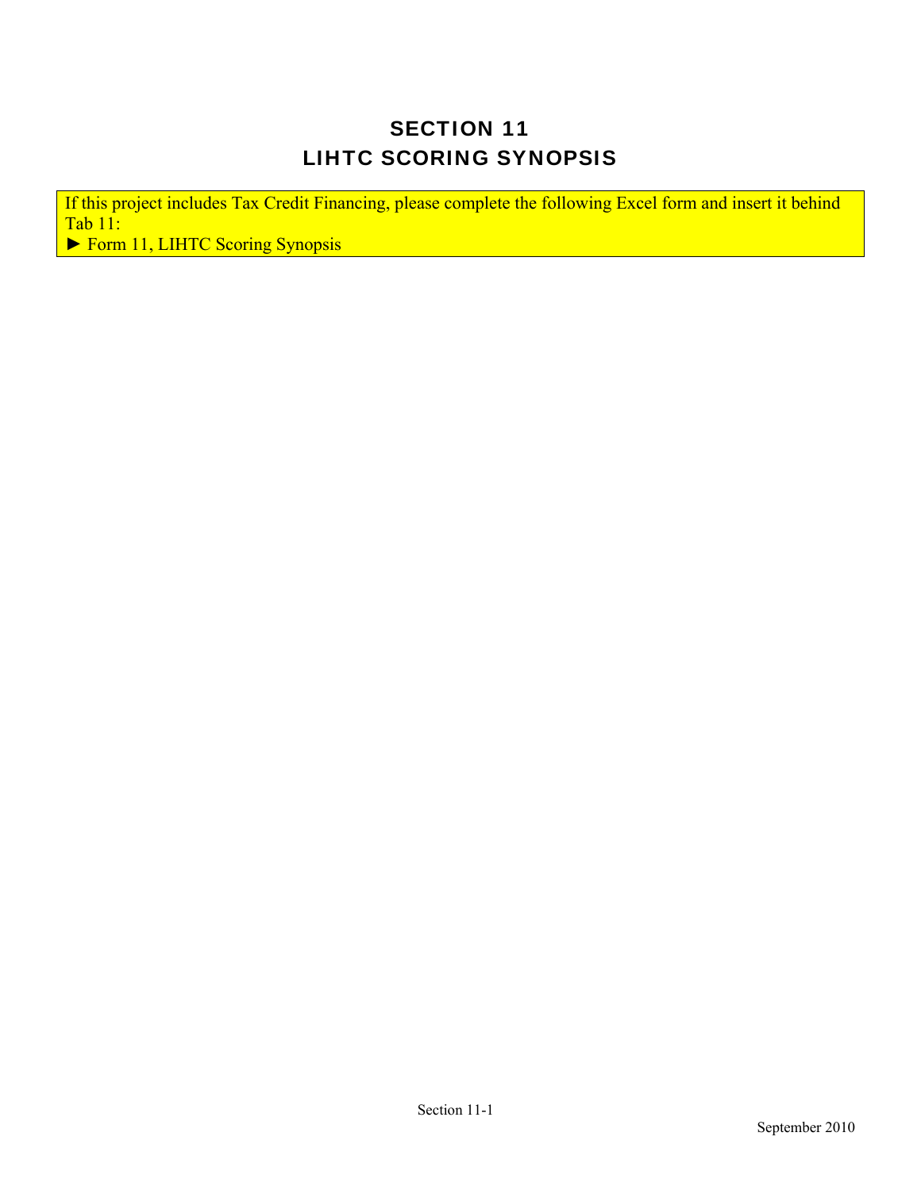# SECTION 11
# LIHTC SCORING SYNOPSIS

If this project includes Tax Credit Financing, please complete the following Excel form and insert it behind Tab 11:
► Form 11, LIHTC Scoring Synopsis